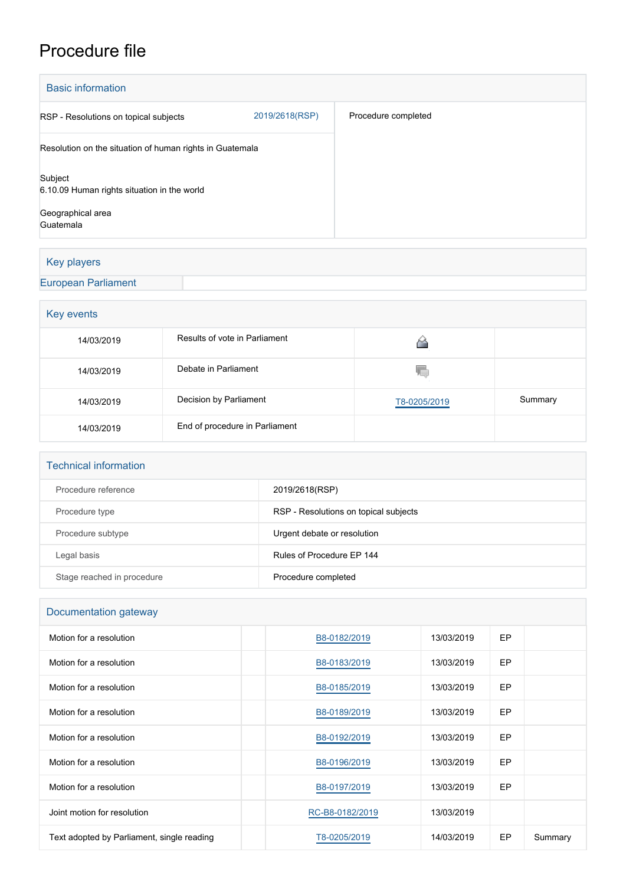# Procedure file

## Basic information

| | | |
|---|---|---|
| RSP - Resolutions on topical subjects | 2019/2618(RSP) | Procedure completed |
| Resolution on the situation of human rights in Guatemala | | |
| Subject<br>6.10.09 Human rights situation in the world | | |
| Geographical area<br>Guatemala | | |

## Key players

European Parliament

## Key events

| | | | |
|---|---|---|---|
| 14/03/2019 | Results of vote in Parliament | | |
| 14/03/2019 | Debate in Parliament | | |
| 14/03/2019 | Decision by Parliament | T8-0205/2019 | Summary |
| 14/03/2019 | End of procedure in Parliament | | |

## Technical information

| | |
|---|---|
| Procedure reference | 2019/2618(RSP) |
| Procedure type | RSP - Resolutions on topical subjects |
| Procedure subtype | Urgent debate or resolution |
| Legal basis | Rules of Procedure EP 144 |
| Stage reached in procedure | Procedure completed |

## Documentation gateway

| | | | | | |
|---|---|---|---|---|---|
| Motion for a resolution | | B8-0182/2019 | 13/03/2019 | EP | |
| Motion for a resolution | | B8-0183/2019 | 13/03/2019 | EP | |
| Motion for a resolution | | B8-0185/2019 | 13/03/2019 | EP | |
| Motion for a resolution | | B8-0189/2019 | 13/03/2019 | EP | |
| Motion for a resolution | | B8-0192/2019 | 13/03/2019 | EP | |
| Motion for a resolution | | B8-0196/2019 | 13/03/2019 | EP | |
| Motion for a resolution | | B8-0197/2019 | 13/03/2019 | EP | |
| Joint motion for resolution | | RC-B8-0182/2019 | 13/03/2019 | | |
| Text adopted by Parliament, single reading | | T8-0205/2019 | 14/03/2019 | EP | Summary |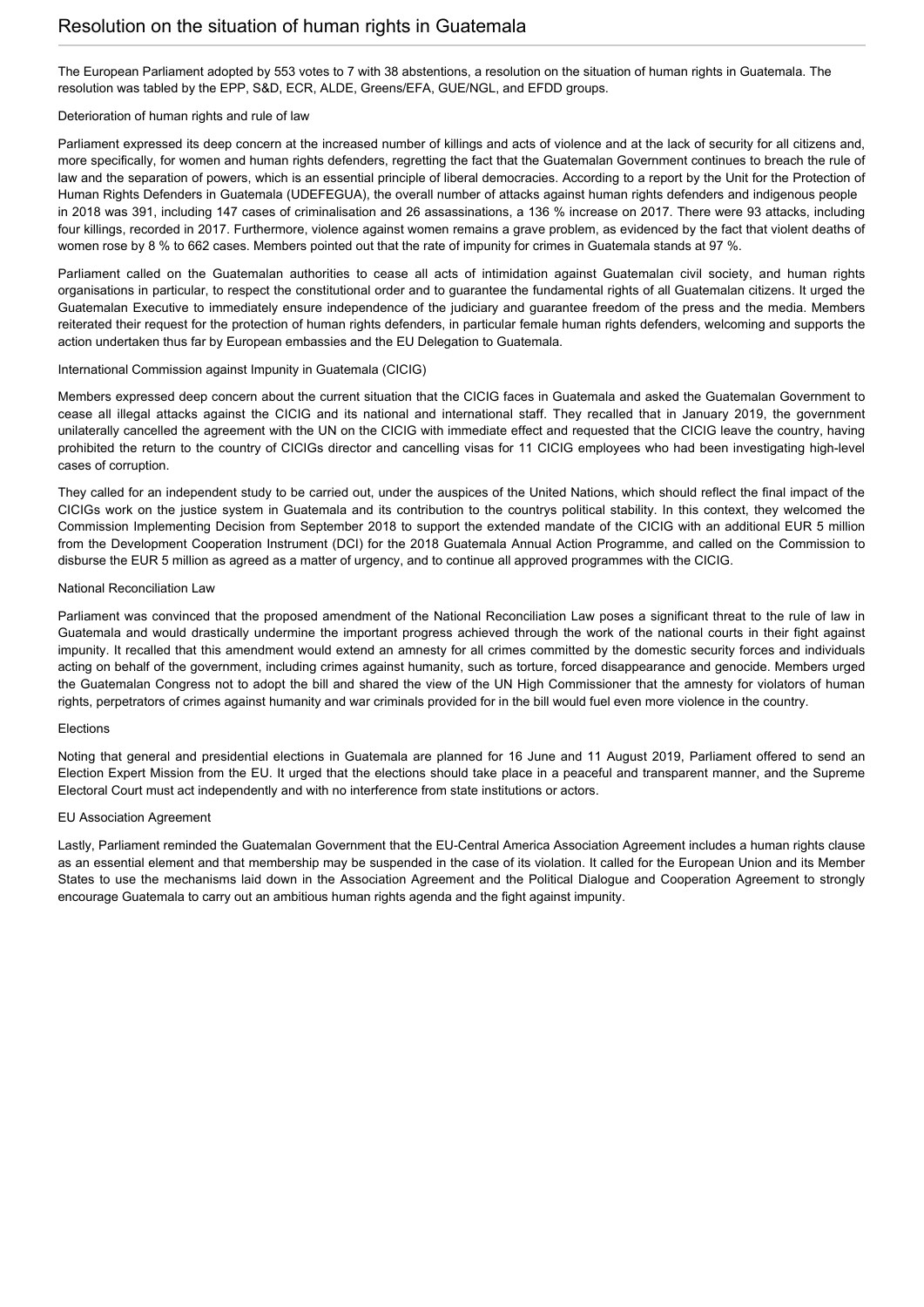# Resolution on the situation of human rights in Guatemala

The European Parliament adopted by 553 votes to 7 with 38 abstentions, a resolution on the situation of human rights in Guatemala. The resolution was tabled by the EPP, S&D, ECR, ALDE, Greens/EFA, GUE/NGL, and EFDD groups.

## Deterioration of human rights and rule of law

Parliament expressed its deep concern at the increased number of killings and acts of violence and at the lack of security for all citizens and, more specifically, for women and human rights defenders, regretting the fact that the Guatemalan Government continues to breach the rule of law and the separation of powers, which is an essential principle of liberal democracies. According to a report by the Unit for the Protection of Human Rights Defenders in Guatemala (UDEFEGUA), the overall number of attacks against human rights defenders and indigenous people in 2018 was 391, including 147 cases of criminalisation and 26 assassinations, a 136 % increase on 2017. There were 93 attacks, including four killings, recorded in 2017. Furthermore, violence against women remains a grave problem, as evidenced by the fact that violent deaths of women rose by 8 % to 662 cases. Members pointed out that the rate of impunity for crimes in Guatemala stands at 97 %.

Parliament called on the Guatemalan authorities to cease all acts of intimidation against Guatemalan civil society, and human rights organisations in particular, to respect the constitutional order and to guarantee the fundamental rights of all Guatemalan citizens. It urged the Guatemalan Executive to immediately ensure independence of the judiciary and guarantee freedom of the press and the media. Members reiterated their request for the protection of human rights defenders, in particular female human rights defenders, welcoming and supports the action undertaken thus far by European embassies and the EU Delegation to Guatemala.

## International Commission against Impunity in Guatemala (CICIG)

Members expressed deep concern about the current situation that the CICIG faces in Guatemala and asked the Guatemalan Government to cease all illegal attacks against the CICIG and its national and international staff. They recalled that in January 2019, the government unilaterally cancelled the agreement with the UN on the CICIG with immediate effect and requested that the CICIG leave the country, having prohibited the return to the country of CICIGs director and cancelling visas for 11 CICIG employees who had been investigating high-level cases of corruption.

They called for an independent study to be carried out, under the auspices of the United Nations, which should reflect the final impact of the CICIGs work on the justice system in Guatemala and its contribution to the countrys political stability. In this context, they welcomed the Commission Implementing Decision from September 2018 to support the extended mandate of the CICIG with an additional EUR 5 million from the Development Cooperation Instrument (DCI) for the 2018 Guatemala Annual Action Programme, and called on the Commission to disburse the EUR 5 million as agreed as a matter of urgency, and to continue all approved programmes with the CICIG.

## National Reconciliation Law

Parliament was convinced that the proposed amendment of the National Reconciliation Law poses a significant threat to the rule of law in Guatemala and would drastically undermine the important progress achieved through the work of the national courts in their fight against impunity. It recalled that this amendment would extend an amnesty for all crimes committed by the domestic security forces and individuals acting on behalf of the government, including crimes against humanity, such as torture, forced disappearance and genocide. Members urged the Guatemalan Congress not to adopt the bill and shared the view of the UN High Commissioner that the amnesty for violators of human rights, perpetrators of crimes against humanity and war criminals provided for in the bill would fuel even more violence in the country.

## Elections

Noting that general and presidential elections in Guatemala are planned for 16 June and 11 August 2019, Parliament offered to send an Election Expert Mission from the EU. It urged that the elections should take place in a peaceful and transparent manner, and the Supreme Electoral Court must act independently and with no interference from state institutions or actors.

## EU Association Agreement

Lastly, Parliament reminded the Guatemalan Government that the EU-Central America Association Agreement includes a human rights clause as an essential element and that membership may be suspended in the case of its violation. It called for the European Union and its Member States to use the mechanisms laid down in the Association Agreement and the Political Dialogue and Cooperation Agreement to strongly encourage Guatemala to carry out an ambitious human rights agenda and the fight against impunity.